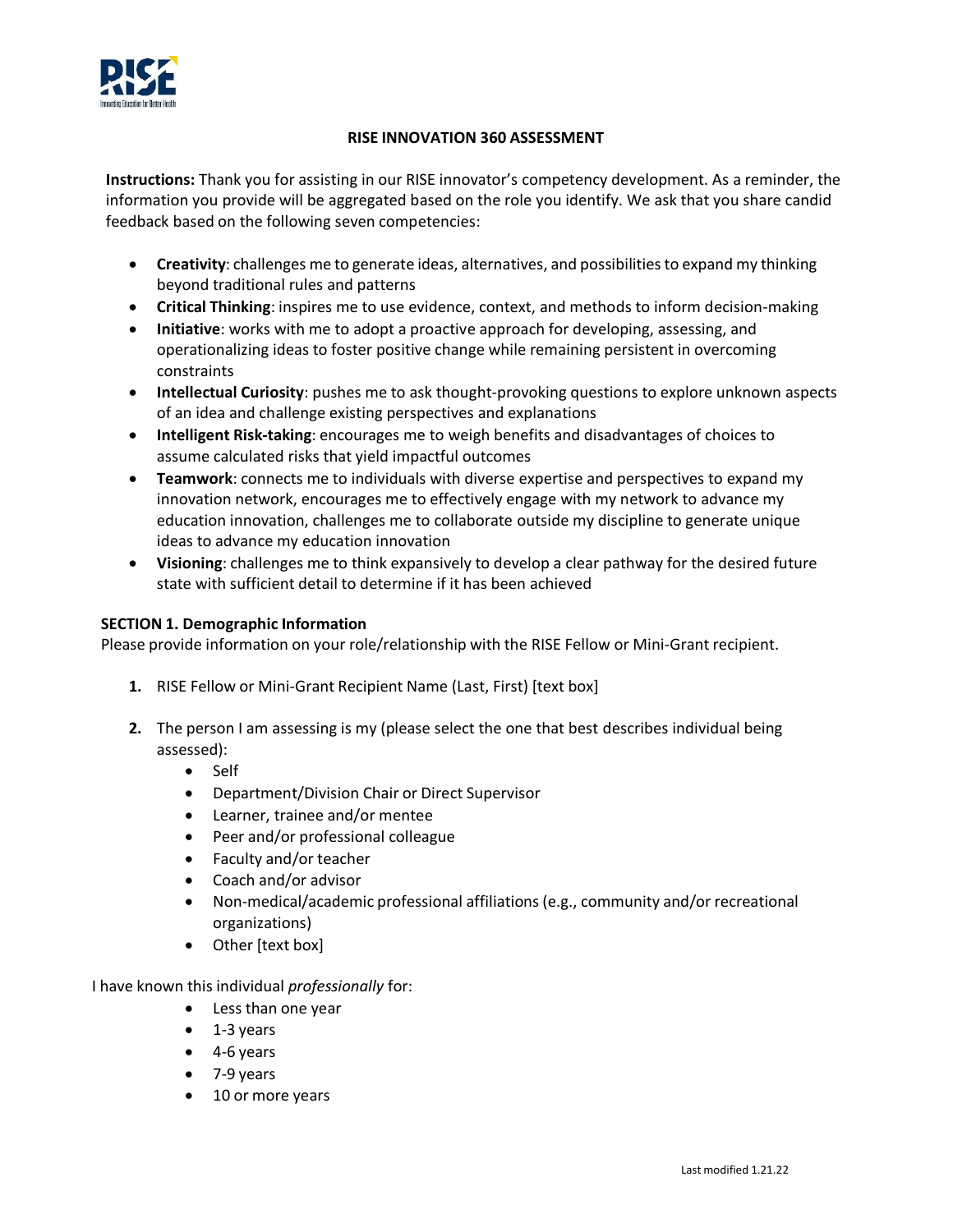# RISE INNOVATION 360 ASSESSMENT

**Instructions:** Thank you for assisting in our RISE innovator's competency development. As a reminder, the information you provide will be aggregated based on the role you identify. We ask that you share candid feedback based on the following seven competencies:

- **Creativity**: challenges me to generate ideas, alternatives, and possibilities to expand my thinking beyond traditional rules and patterns
- **Critical Thinking**: inspires me to use evidence, context, and methods to inform decision-making
- **Initiative**: works with me to adopt a proactive approach for developing, assessing, and operationalizing ideas to foster positive change while remaining persistent in overcoming constraints
- **Intellectual Curiosity**: pushes me to ask thought-provoking questions to explore unknown aspects of an idea and challenge existing perspectives and explanations
- **Intelligent Risk-taking**: encourages me to weigh benefits and disadvantages of choices to assume calculated risks that yield impactful outcomes
- **Teamwork**: connects me to individuals with diverse expertise and perspectives to expand my innovation network, encourages me to effectively engage with my network to advance my education innovation, challenges me to collaborate outside my discipline to generate unique ideas to advance my education innovation
- **Visioning**: challenges me to think expansively to develop a clear pathway for the desired future state with sufficient detail to determine if it has been achieved

## SECTION 1. Demographic Information

Please provide information on your role/relationship with the RISE Fellow or Mini-Grant recipient.

1. RISE Fellow or Mini-Grant Recipient Name (Last, First) [text box]

2. The person I am assessing is my (please select the one that best describes individual being assessed):
   - Self
   - Department/Division Chair or Direct Supervisor
   - Learner, trainee and/or mentee
   - Peer and/or professional colleague
   - Faculty and/or teacher
   - Coach and/or advisor
   - Non-medical/academic professional affiliations (e.g., community and/or recreational organizations)
   - Other [text box]

I have known this individual *professionally* for:

- Less than one year
- 1-3 years
- 4-6 years
- 7-9 years
- 10 or more years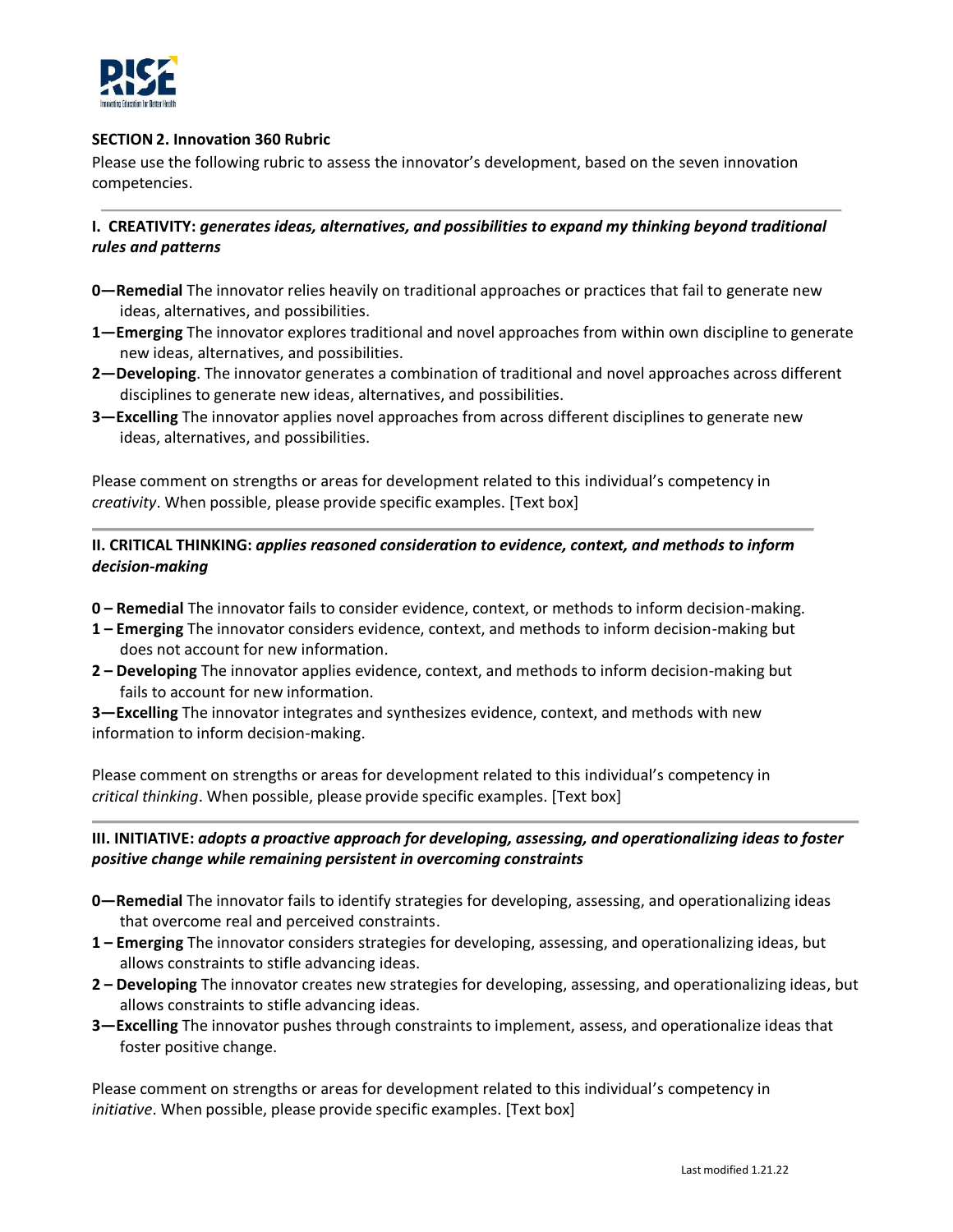**SECTION 2. Innovation 360 Rubric**

Please use the following rubric to assess the innovator's development, based on the seven innovation competencies.

---

**I. CREATIVITY:** ***generates ideas, alternatives, and possibilities to expand my thinking beyond traditional rules and patterns***

**0—Remedial** The innovator relies heavily on traditional approaches or practices that fail to generate new ideas, alternatives, and possibilities.

**1—Emerging** The innovator explores traditional and novel approaches from within own discipline to generate new ideas, alternatives, and possibilities.

**2—Developing**. The innovator generates a combination of traditional and novel approaches across different disciplines to generate new ideas, alternatives, and possibilities.

**3—Excelling** The innovator applies novel approaches from across different disciplines to generate new ideas, alternatives, and possibilities.

Please comment on strengths or areas for development related to this individual's competency in *creativity*. When possible, please provide specific examples. [Text box]

---

**II. CRITICAL THINKING:** ***applies reasoned consideration to evidence, context, and methods to inform decision-making***

**0 – Remedial** The innovator fails to consider evidence, context, or methods to inform decision-making.

**1 – Emerging** The innovator considers evidence, context, and methods to inform decision-making but does not account for new information.

**2 – Developing** The innovator applies evidence, context, and methods to inform decision-making but fails to account for new information.

**3—Excelling** The innovator integrates and synthesizes evidence, context, and methods with new information to inform decision-making.

Please comment on strengths or areas for development related to this individual's competency in *critical thinking*. When possible, please provide specific examples. [Text box]

---

**III. INITIATIVE:** ***adopts a proactive approach for developing, assessing, and operationalizing ideas to foster positive change while remaining persistent in overcoming constraints***

**0—Remedial** The innovator fails to identify strategies for developing, assessing, and operationalizing ideas that overcome real and perceived constraints.

**1 – Emerging** The innovator considers strategies for developing, assessing, and operationalizing ideas, but allows constraints to stifle advancing ideas.

**2 – Developing** The innovator creates new strategies for developing, assessing, and operationalizing ideas, but allows constraints to stifle advancing ideas.

**3—Excelling** The innovator pushes through constraints to implement, assess, and operationalize ideas that foster positive change.

Please comment on strengths or areas for development related to this individual's competency in *initiative*. When possible, please provide specific examples. [Text box]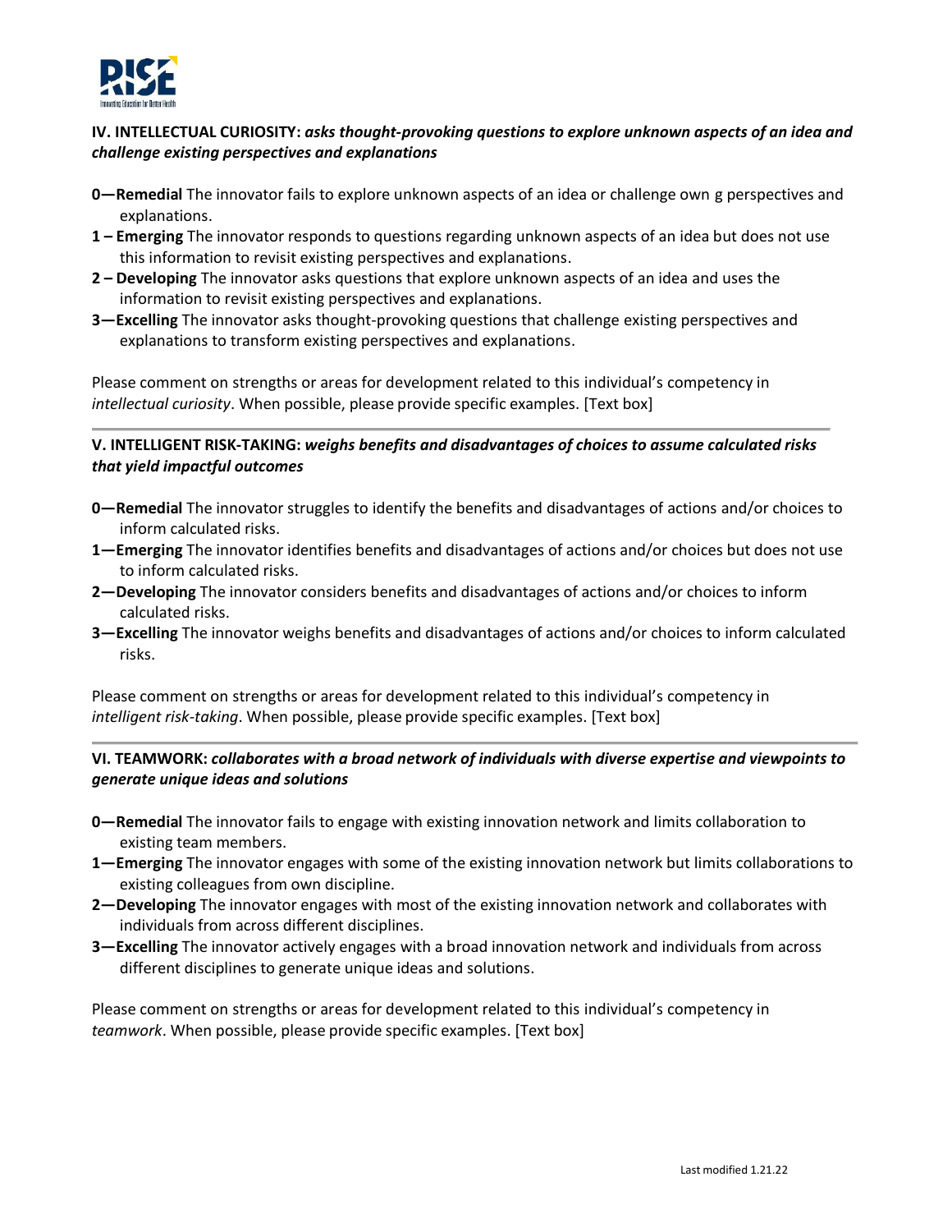**IV. INTELLECTUAL CURIOSITY:** ***asks thought-provoking questions to explore unknown aspects of an idea and challenge existing perspectives and explanations***

- **0—Remedial** The innovator fails to explore unknown aspects of an idea or challenge own g perspectives and explanations.
- **1 – Emerging** The innovator responds to questions regarding unknown aspects of an idea but does not use this information to revisit existing perspectives and explanations.
- **2 – Developing** The innovator asks questions that explore unknown aspects of an idea and uses the information to revisit existing perspectives and explanations.
- **3—Excelling** The innovator asks thought-provoking questions that challenge existing perspectives and explanations to transform existing perspectives and explanations.

Please comment on strengths or areas for development related to this individual's competency in *intellectual curiosity*. When possible, please provide specific examples. [Text box]

---

**V. INTELLIGENT RISK-TAKING:** ***weighs benefits and disadvantages of choices to assume calculated risks that yield impactful outcomes***

- **0—Remedial** The innovator struggles to identify the benefits and disadvantages of actions and/or choices to inform calculated risks.
- **1—Emerging** The innovator identifies benefits and disadvantages of actions and/or choices but does not use to inform calculated risks.
- **2—Developing** The innovator considers benefits and disadvantages of actions and/or choices to inform calculated risks.
- **3—Excelling** The innovator weighs benefits and disadvantages of actions and/or choices to inform calculated risks.

Please comment on strengths or areas for development related to this individual's competency in *intelligent risk-taking*. When possible, please provide specific examples. [Text box]

---

**VI. TEAMWORK:** ***collaborates with a broad network of individuals with diverse expertise and viewpoints to generate unique ideas and solutions***

- **0—Remedial** The innovator fails to engage with existing innovation network and limits collaboration to existing team members.
- **1—Emerging** The innovator engages with some of the existing innovation network but limits collaborations to existing colleagues from own discipline.
- **2—Developing** The innovator engages with most of the existing innovation network and collaborates with individuals from across different disciplines.
- **3—Excelling** The innovator actively engages with a broad innovation network and individuals from across different disciplines to generate unique ideas and solutions.

Please comment on strengths or areas for development related to this individual's competency in *teamwork*. When possible, please provide specific examples. [Text box]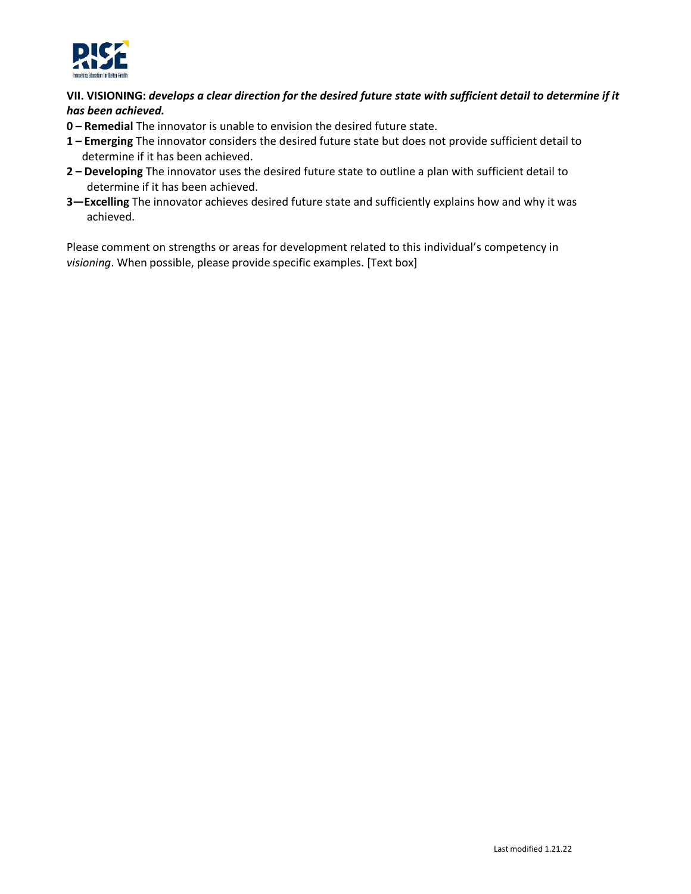**VII. VISIONING:** ***develops a clear direction for the desired future state with sufficient detail to determine if it has been achieved.***

**0 – Remedial** The innovator is unable to envision the desired future state.

**1 – Emerging** The innovator considers the desired future state but does not provide sufficient detail to determine if it has been achieved.

**2 – Developing** The innovator uses the desired future state to outline a plan with sufficient detail to determine if it has been achieved.

**3—Excelling** The innovator achieves desired future state and sufficiently explains how and why it was achieved.

Please comment on strengths or areas for development related to this individual's competency in *visioning*. When possible, please provide specific examples. [Text box]